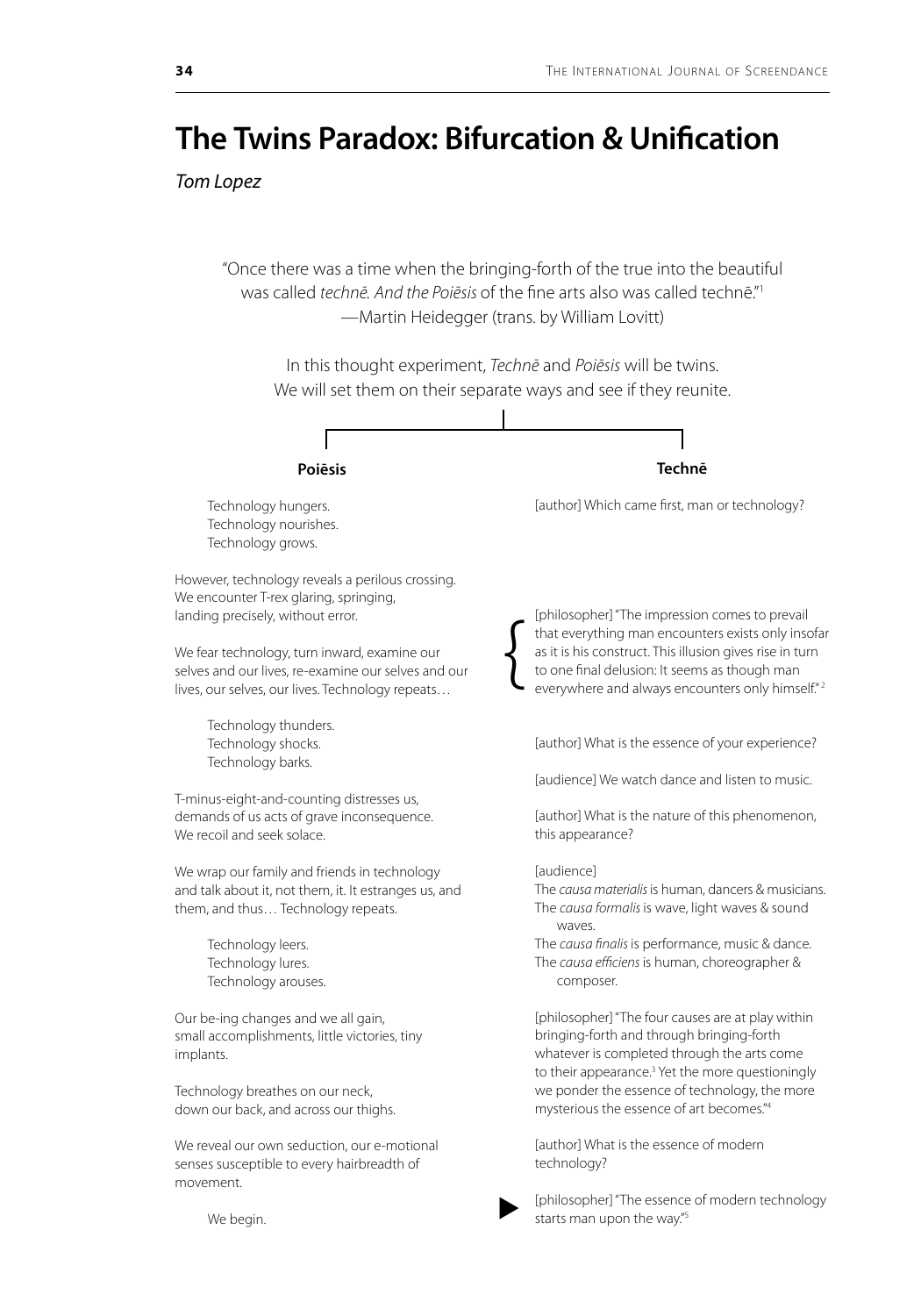# The Twins Paradox: Bifurcation & Unification

*Tom Lopez*

"Once there was a time when the bringing-forth of the true into the beautiful was called *technē. And the Poiēsis* of the fine arts also was called technē."[1]
—Martin Heidegger (trans. by William Lovitt)

In this thought experiment, *Technē* and *Poiēsis* will be twins.
We will set them on their separate ways and see if they reunite.

**Poiēsis**

Technology hungers.
Technology nourishes.
Technology grows.

However, technology reveals a perilous crossing.
We encounter T-rex glaring, springing,
landing precisely, without error.

We fear technology, turn inward, examine our selves and our lives, re-examine our selves and our lives, our selves, our lives. Technology repeats…

Technology thunders.
Technology shocks.
Technology barks.

T-minus-eight-and-counting distresses us,
demands of us acts of grave inconsequence.
We recoil and seek solace.

We wrap our family and friends in technology and talk about it, not them, it. It estranges us, and them, and thus… Technology repeats.

Technology leers.
Technology lures.
Technology arouses.

Our be-ing changes and we all gain,
small accomplishments, little victories, tiny implants.

Technology breathes on our neck,
down our back, and across our thighs.

We reveal our own seduction, our e-motional senses susceptible to every hairbreadth of movement.

We begin.

**Technē**

[author] Which came first, man or technology?

[philosopher] "The impression comes to prevail that everything man encounters exists only insofar as it is his construct. This illusion gives rise in turn to one final delusion: It seems as though man everywhere and always encounters only himself."[2]

[author] What is the essence of your experience?

[audience] We watch dance and listen to music.

[author] What is the nature of this phenomenon, this appearance?

[audience]
The *causa materialis* is human, dancers & musicians.
The *causa formalis* is wave, light waves & sound waves.
The *causa finalis* is performance, music & dance.
The *causa efficiens* is human, choreographer & composer.

[philosopher] "The four causes are at play within bringing-forth and through bringing-forth whatever is completed through the arts come to their appearance.[3] Yet the more questioningly we ponder the essence of technology, the more mysterious the essence of art becomes."[4]

[author] What is the essence of modern technology?

▶ [philosopher] "The essence of modern technology starts man upon the way."[5]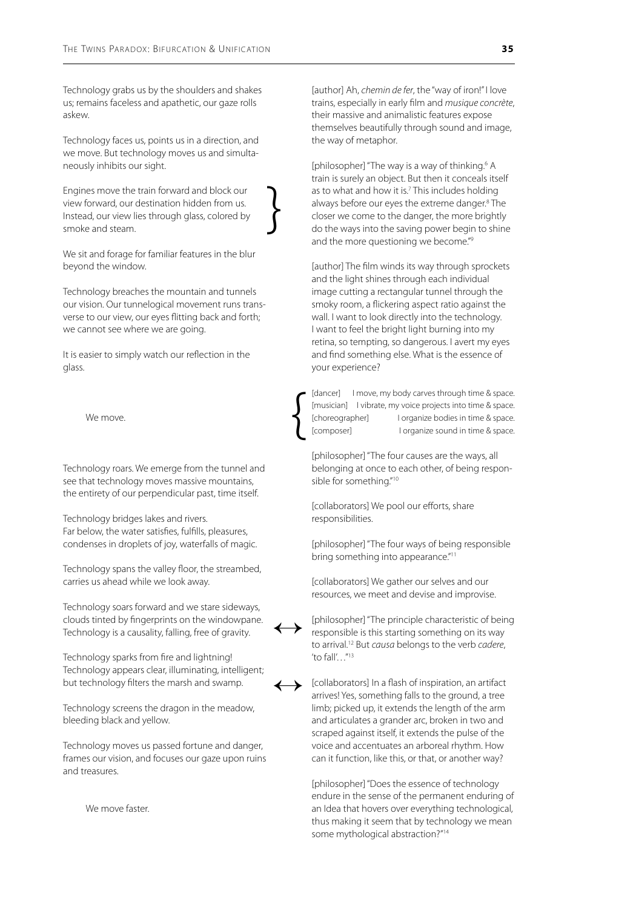Technology grabs us by the shoulders and shakes us; remains faceless and apathetic, our gaze rolls askew.

Technology faces us, points us in a direction, and we move. But technology moves us and simultaneously inhibits our sight.

Engines move the train forward and block our view forward, our destination hidden from us. Instead, our view lies through glass, colored by smoke and steam.

We sit and forage for familiar features in the blur beyond the window.

Technology breaches the mountain and tunnels our vision. Our tunnelogical movement runs transverse to our view, our eyes flitting back and forth; we cannot see where we are going.

It is easier to simply watch our reflection in the glass.

We move.

Technology roars. We emerge from the tunnel and see that technology moves massive mountains, the entirety of our perpendicular past, time itself.

Technology bridges lakes and rivers.
Far below, the water satisfies, fulfills, pleasures, condenses in droplets of joy, waterfalls of magic.

Technology spans the valley floor, the streambed, carries us ahead while we look away.

Technology soars forward and we stare sideways, clouds tinted by fingerprints on the windowpane. Technology is a causality, falling, free of gravity.

Technology sparks from fire and lightning! Technology appears clear, illuminating, intelligent; but technology filters the marsh and swamp.

Technology screens the dragon in the meadow, bleeding black and yellow.

Technology moves us passed fortune and danger, frames our vision, and focuses our gaze upon ruins and treasures.

We move faster.

[author] Ah, *chemin de fer*, the "way of iron!" I love trains, especially in early film and *musique concrète*, their massive and animalistic features expose themselves beautifully through sound and image, the way of metaphor.

[philosopher] "The way is a way of thinking.[6] A train is surely an object. But then it conceals itself as to what and how it is.[7] This includes holding always before our eyes the extreme danger.[8] The closer we come to the danger, the more brightly do the ways into the saving power begin to shine and the more questioning we become."[9]

[author] The film winds its way through sprockets and the light shines through each individual image cutting a rectangular tunnel through the smoky room, a flickering aspect ratio against the wall. I want to look directly into the technology. I want to feel the bright light burning into my retina, so tempting, so dangerous. I avert my eyes and find something else. What is the essence of your experience?

[dancer] I move, my body carves through time & space.
[musician] I vibrate, my voice projects into time & space.
[choreographer] I organize bodies in time & space.
[composer] I organize sound in time & space.

[philosopher] "The four causes are the ways, all belonging at once to each other, of being responsible for something."[10]

[collaborators] We pool our efforts, share responsibilities.

[philosopher] "The four ways of being responsible bring something into appearance."[11]

[collaborators] We gather our selves and our resources, we meet and devise and improvise.

↔ [philosopher] "The principle characteristic of being responsible is this starting something on its way to arrival.[12] But *causa* belongs to the verb *cadere*, 'to fall'. . ."[13]

↔ [collaborators] In a flash of inspiration, an artifact arrives! Yes, something falls to the ground, a tree limb; picked up, it extends the length of the arm and articulates a grander arc, broken in two and scraped against itself, it extends the pulse of the voice and accentuates an arboreal rhythm. How can it function, like this, or that, or another way?

[philosopher] "Does the essence of technology endure in the sense of the permanent enduring of an Idea that hovers over everything technological, thus making it seem that by technology we mean some mythological abstraction?"[14]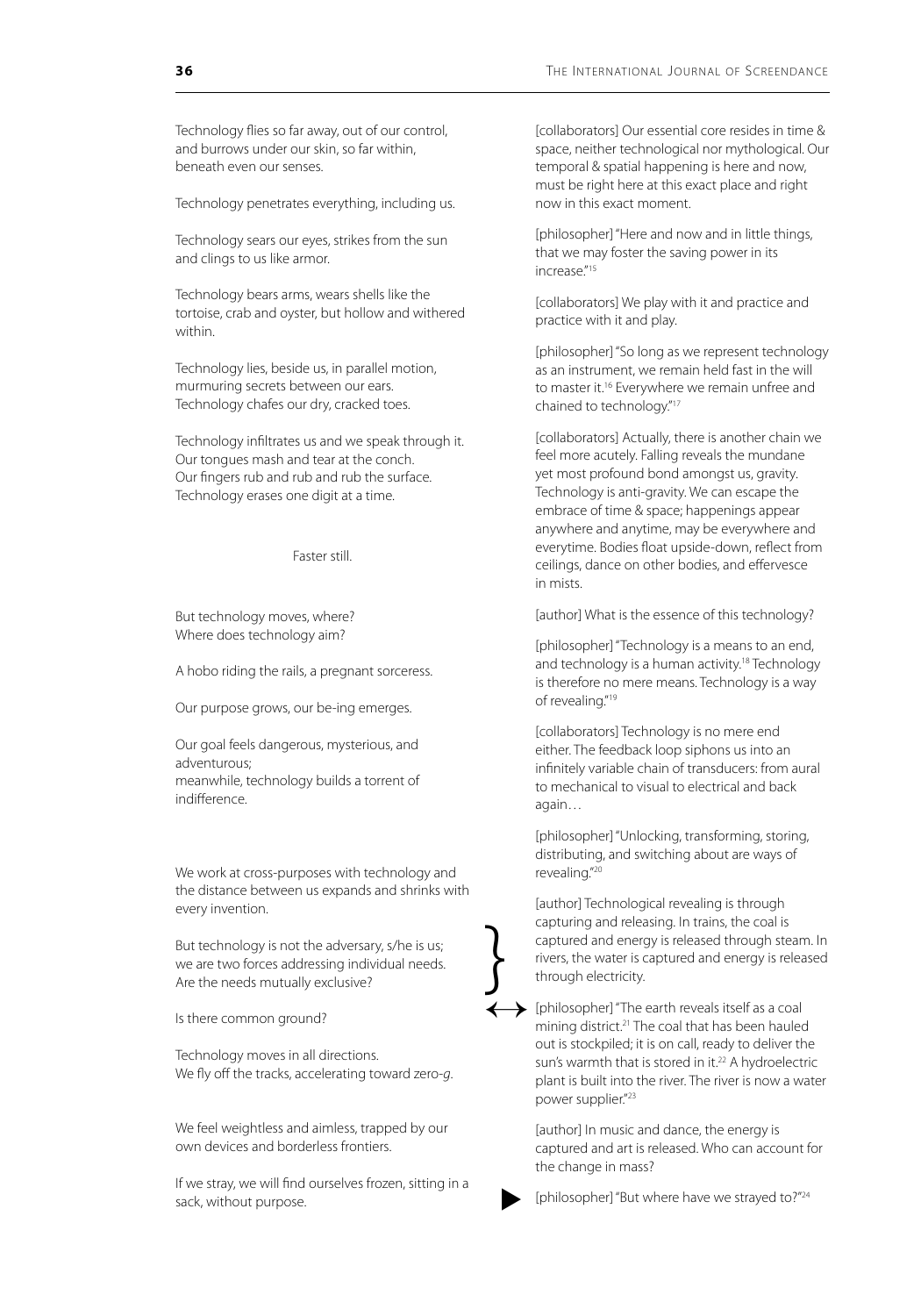Technology flies so far away, out of our control, and burrows under our skin, so far within, beneath even our senses.

Technology penetrates everything, including us.

Technology sears our eyes, strikes from the sun and clings to us like armor.

Technology bears arms, wears shells like the tortoise, crab and oyster, but hollow and withered within.

Technology lies, beside us, in parallel motion, murmuring secrets between our ears.
Technology chafes our dry, cracked toes.

Technology infiltrates us and we speak through it.
Our tongues mash and tear at the conch.
Our fingers rub and rub and rub the surface.
Technology erases one digit at a time.

Faster still.

But technology moves, where?
Where does technology aim?

A hobo riding the rails, a pregnant sorceress.

Our purpose grows, our be-ing emerges.

Our goal feels dangerous, mysterious, and adventurous;
meanwhile, technology builds a torrent of indifference.

We work at cross-purposes with technology and the distance between us expands and shrinks with every invention.

But technology is not the adversary, s/he is us; we are two forces addressing individual needs. Are the needs mutually exclusive?

Is there common ground?

Technology moves in all directions.
We fly off the tracks, accelerating toward zero-*g*.

We feel weightless and aimless, trapped by our own devices and borderless frontiers.

If we stray, we will find ourselves frozen, sitting in a sack, without purpose.

[collaborators] Our essential core resides in time & space, neither technological nor mythological. Our temporal & spatial happening is here and now, must be right here at this exact place and right now in this exact moment.

[philosopher] "Here and now and in little things, that we may foster the saving power in its increase."[15]

[collaborators] We play with it and practice and practice with it and play.

[philosopher] "So long as we represent technology as an instrument, we remain held fast in the will to master it.[16] Everywhere we remain unfree and chained to technology."[17]

[collaborators] Actually, there is another chain we feel more acutely. Falling reveals the mundane yet most profound bond amongst us, gravity. Technology is anti-gravity. We can escape the embrace of time & space; happenings appear anywhere and anytime, may be everywhere and everytime. Bodies float upside-down, reflect from ceilings, dance on other bodies, and effervesce in mists.

[author] What is the essence of this technology?

[philosopher] "Technology is a means to an end, and technology is a human activity.[18] Technology is therefore no mere means. Technology is a way of revealing."[19]

[collaborators] Technology is no mere end either. The feedback loop siphons us into an infinitely variable chain of transducers: from aural to mechanical to visual to electrical and back again…

[philosopher] "Unlocking, transforming, storing, distributing, and switching about are ways of revealing."[20]

[author] Technological revealing is through capturing and releasing. In trains, the coal is captured and energy is released through steam. In rivers, the water is captured and energy is released through electricity.

[philosopher] "The earth reveals itself as a coal mining district.[21] The coal that has been hauled out is stockpiled; it is on call, ready to deliver the sun's warmth that is stored in it.[22] A hydroelectric plant is built into the river. The river is now a water power supplier."[23]

[author] In music and dance, the energy is captured and art is released. Who can account for the change in mass?

[philosopher] "But where have we strayed to?"[24]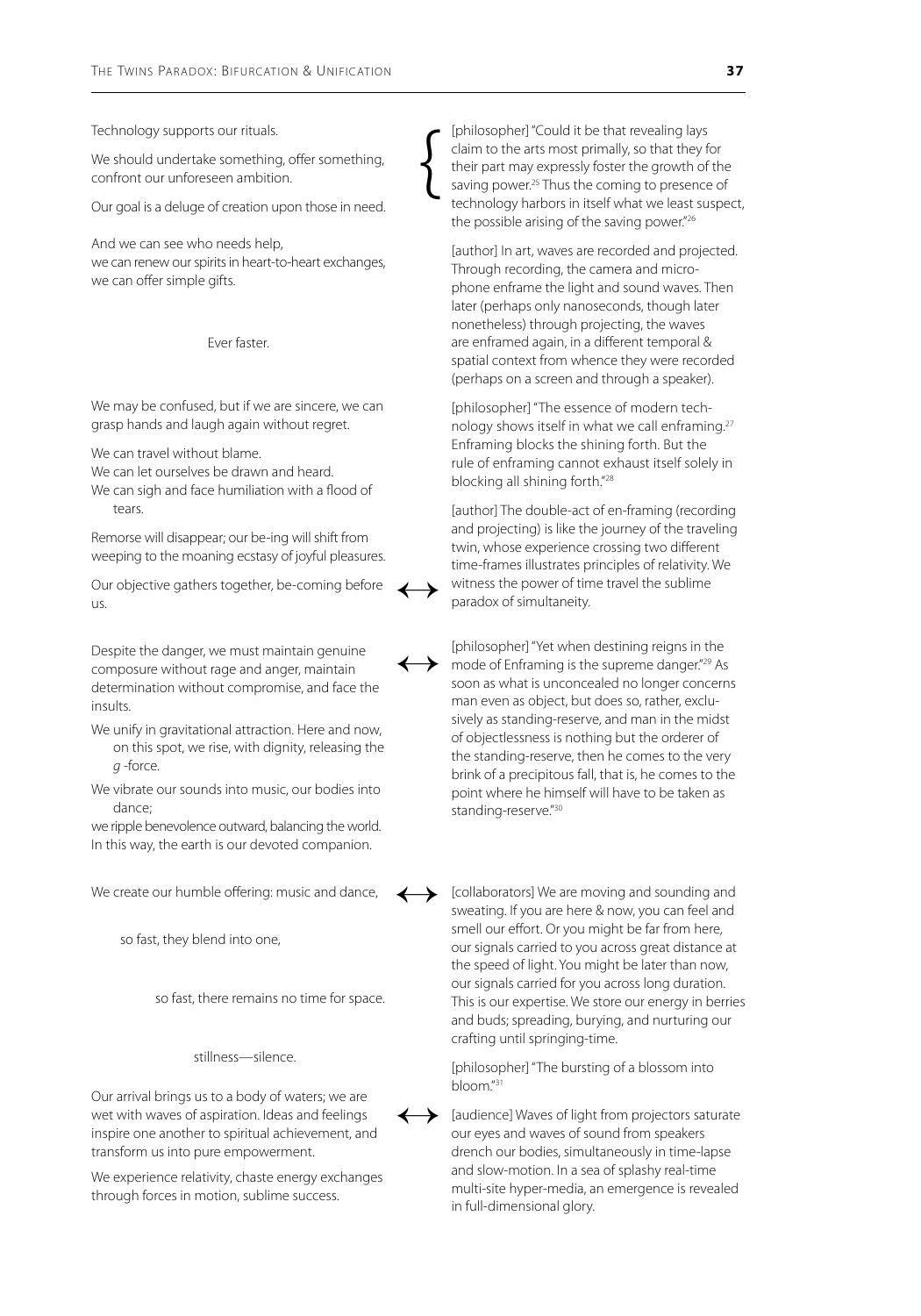Technology supports our rituals.

We should undertake something, offer something, confront our unforeseen ambition.

Our goal is a deluge of creation upon those in need.

And we can see who needs help,
we can renew our spirits in heart-to-heart exchanges,
we can offer simple gifts.

Ever faster.

We may be confused, but if we are sincere, we can grasp hands and laugh again without regret.

We can travel without blame.
We can let ourselves be drawn and heard.
We can sigh and face humiliation with a flood of tears.

Remorse will disappear; our be-ing will shift from weeping to the moaning ecstasy of joyful pleasures.

Our objective gathers together, be-coming before us.

Despite the danger, we must maintain genuine composure without rage and anger, maintain determination without compromise, and face the insults.

We unify in gravitational attraction. Here and now, on this spot, we rise, with dignity, releasing the *g* -force.

We vibrate our sounds into music, our bodies into dance;
we ripple benevolence outward, balancing the world.
In this way, the earth is our devoted companion.

We create our humble offering: music and dance,

so fast, they blend into one,

so fast, there remains no time for space.

stillness—silence.

Our arrival brings us to a body of waters; we are wet with waves of aspiration. Ideas and feelings inspire one another to spiritual achievement, and transform us into pure empowerment.

We experience relativity, chaste energy exchanges through forces in motion, sublime success.

[philosopher] "Could it be that revealing lays claim to the arts most primally, so that they for their part may expressly foster the growth of the saving power.[25] Thus the coming to presence of technology harbors in itself what we least suspect, the possible arising of the saving power."[26]

[author] In art, waves are recorded and projected. Through recording, the camera and microphone enframe the light and sound waves. Then later (perhaps only nanoseconds, though later nonetheless) through projecting, the waves are enframed again, in a different temporal & spatial context from whence they were recorded (perhaps on a screen and through a speaker).

[philosopher] "The essence of modern technology shows itself in what we call enframing.[27] Enframing blocks the shining forth. But the rule of enframing cannot exhaust itself solely in blocking all shining forth."[28]

[author] The double-act of en-framing (recording and projecting) is like the journey of the traveling twin, whose experience crossing two different time-frames illustrates principles of relativity. We witness the power of time travel the sublime paradox of simultaneity.

[philosopher] "Yet when destining reigns in the mode of Enframing is the supreme danger."[29] As soon as what is unconcealed no longer concerns man even as object, but does so, rather, exclusively as standing-reserve, and man in the midst of objectlessness is nothing but the orderer of the standing-reserve, then he comes to the very brink of a precipitous fall, that is, he comes to the point where he himself will have to be taken as standing-reserve."[30]

[collaborators] We are moving and sounding and sweating. If you are here & now, you can feel and smell our effort. Or you might be far from here, our signals carried to you across great distance at the speed of light. You might be later than now, our signals carried for you across long duration. This is our expertise. We store our energy in berries and buds; spreading, burying, and nurturing our crafting until springing-time.

[philosopher] "The bursting of a blossom into bloom."[31]

[audience] Waves of light from projectors saturate our eyes and waves of sound from speakers drench our bodies, simultaneously in time-lapse and slow-motion. In a sea of splashy real-time multi-site hyper-media, an emergence is revealed in full-dimensional glory.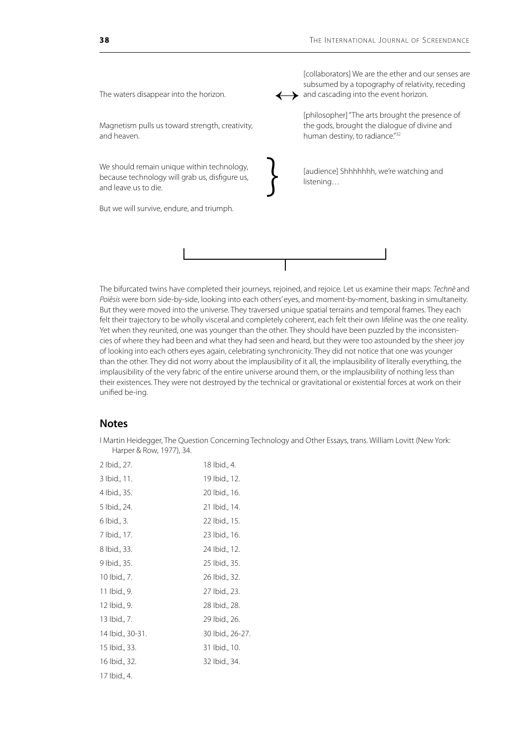The waters disappear into the horizon.

↔ [collaborators] We are the ether and our senses are subsumed by a topography of relativity, receding and cascading into the event horizon.

Magnetism pulls us toward strength, creativity, and heaven.

[philosopher] "The arts brought the presence of the gods, brought the dialogue of divine and human destiny, to radiance."[32]

We should remain unique within technology, because technology will grab us, disfigure us, and leave us to die.

} [audience] Shhhhhhh, we're watching and listening…

But we will survive, endure, and triumph.

The bifurcated twins have completed their journeys, rejoined, and rejoice. Let us examine their maps: *Technē* and *Poiēsis* were born side-by-side, looking into each others' eyes, and moment-by-moment, basking in simultaneity. But they were moved into the universe. They traversed unique spatial terrains and temporal frames. They each felt their trajectory to be wholly visceral and completely coherent, each felt their own lifeline was the one reality. Yet when they reunited, one was younger than the other. They should have been puzzled by the inconsistencies of where they had been and what they had seen and heard, but they were too astounded by the sheer joy of looking into each others eyes again, celebrating synchronicity. They did not notice that one was younger than the other. They did not worry about the implausibility of it all, the implausibility of literally everything, the implausibility of the very fabric of the entire universe around them, or the implausibility of nothing less than their existences. They were not destroyed by the technical or gravitational or existential forces at work on their unified be-ing.

## Notes

1 Martin Heidegger, The Question Concerning Technology and Other Essays, trans. William Lovitt (New York: Harper & Row, 1977), 34.

2 Ibid., 27.

3 Ibid., 11.

4 Ibid., 35.

5 Ibid., 24.

6 Ibid., 3.

7 Ibid., 17.

8 Ibid., 33.

9 Ibid., 35.

10 Ibid., 7.

11 Ibid., 9.

12 Ibid., 9.

13 Ibid., 7.

14 Ibid., 30-31.

15 Ibid., 33.

16 Ibid., 32.

17 Ibid., 4.

18 Ibid., 4.

19 Ibid., 12.

20 Ibid., 16.

21 Ibid., 14.

22 Ibid., 15.

23 Ibid., 16.

24 Ibid., 12.

25 Ibid., 35.

26 Ibid., 32.

27 Ibid., 23.

28 Ibid., 28.

29 Ibid., 26.

30 Ibid., 26-27.

31 Ibid., 10.

32 Ibid., 34.